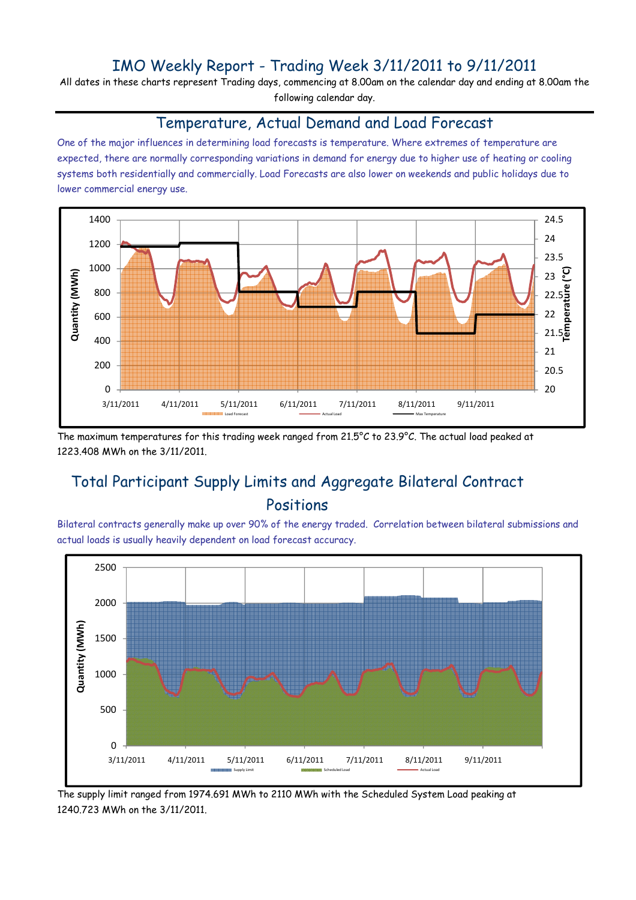# IMO Weekly Report - Trading Week 3/11/2011 to 9/11/2011

All dates in these charts represent Trading days, commencing at 8.00am on the calendar day and ending at 8.00am the following calendar day.

## Temperature, Actual Demand and Load Forecast

One of the major influences in determining load forecasts is temperature. Where extremes of temperature are expected, there are normally corresponding variations in demand for energy due to higher use of heating or cooling systems both residentially and commercially. Load Forecasts are also lower on weekends and public holidays due to lower commercial energy use.

The maximum temperatures for this trading week ranged from 21.5°C to 23.9°C. The actual load peaked at 1223.408 MWh on the 3/11/2011.

## Total Participant Supply Limits and Aggregate Bilateral Contract Positions

Bilateral contracts generally make up over 90% of the energy traded. Correlation between bilateral submissions and actual loads is usually heavily dependent on load forecast accuracy.

The supply limit ranged from 1974.691 MWh to 2110 MWh with the Scheduled System Load peaking at 1240.723 MWh on the 3/11/2011.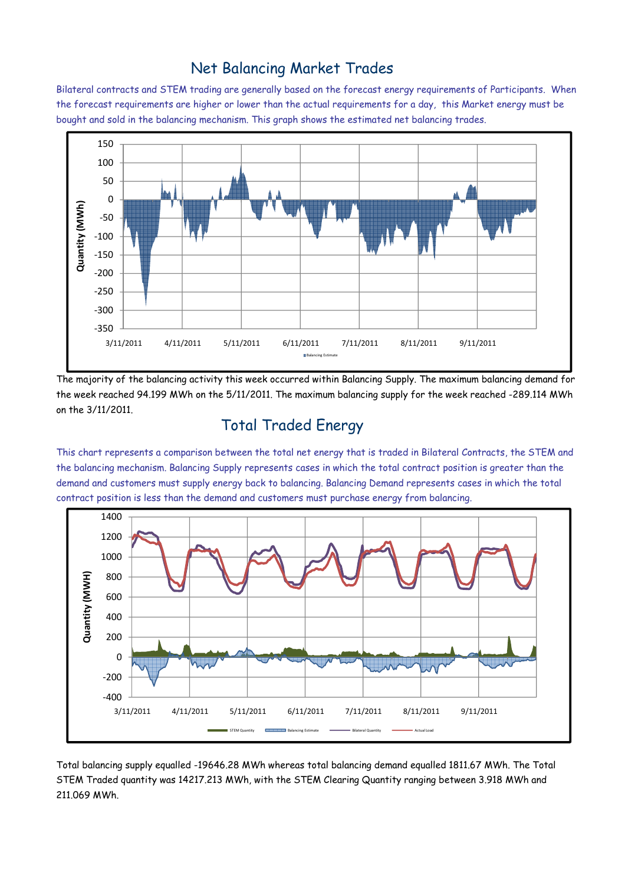# Net Balancing Market Trades

Bilateral contracts and STEM trading are generally based on the forecast energy requirements of Participants. When the forecast requirements are higher or lower than the actual requirements for a day, this Market energy must be bought and sold in the balancing mechanism. This graph shows the estimated net balancing trades.

The majority of the balancing activity this week occurred within Balancing Supply. The maximum balancing demand for the week reached 94.199 MWh on the 5/11/2011. The maximum balancing supply for the week reached -289.114 MWh on the 3/11/2011.

# Total Traded Energy

This chart represents a comparison between the total net energy that is traded in Bilateral Contracts, the STEM and the balancing mechanism. Balancing Supply represents cases in which the total contract position is greater than the demand and customers must supply energy back to balancing. Balancing Demand represents cases in which the total contract position is less than the demand and customers must purchase energy from balancing.

Total balancing supply equalled -19646.28 MWh whereas total balancing demand equalled 1811.67 MWh. The Total STEM Traded quantity was 14217.213 MWh, with the STEM Clearing Quantity ranging between 3.918 MWh and 211.069 MWh.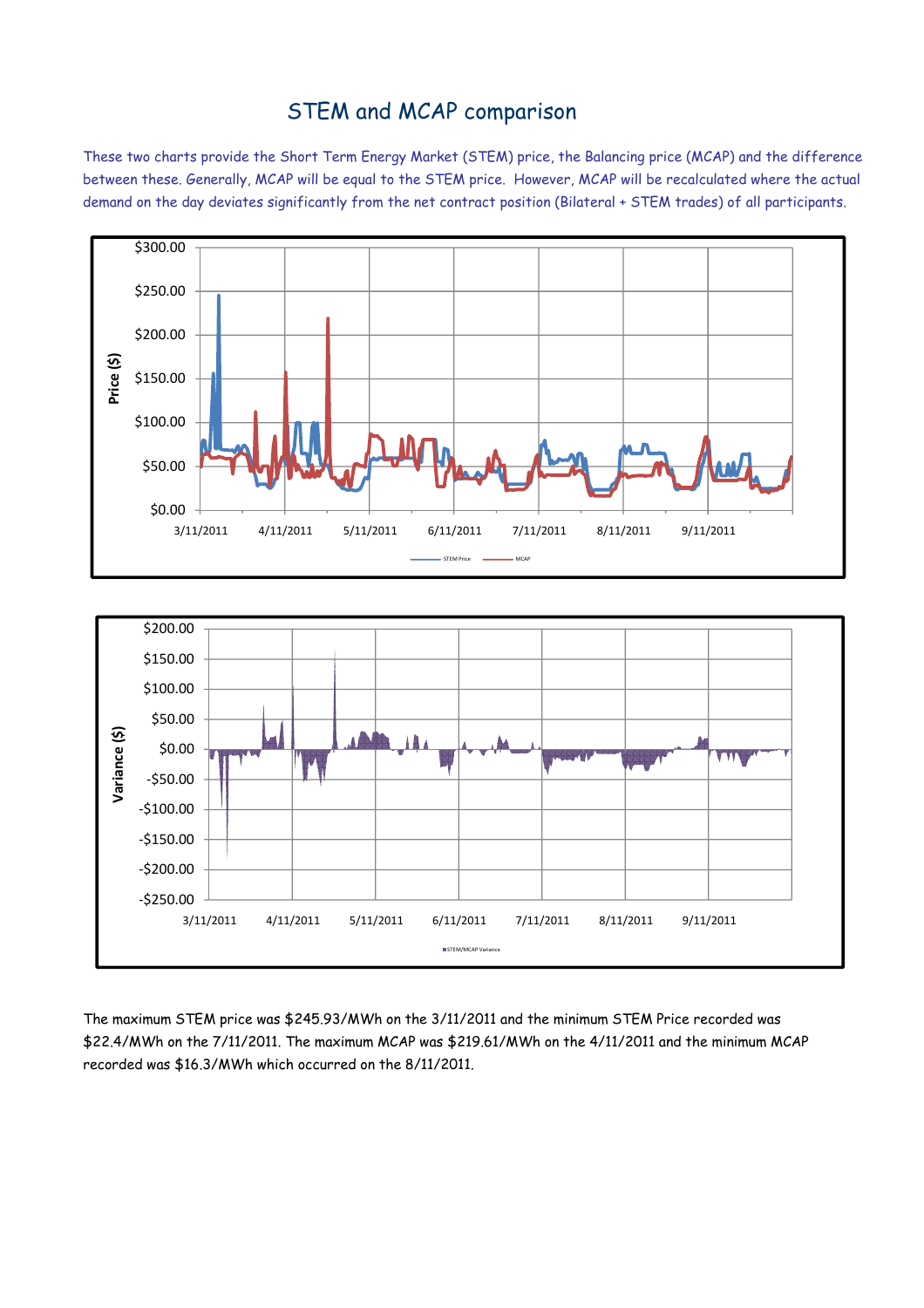# STEM and MCAP comparison

These two charts provide the Short Term Energy Market (STEM) price, the Balancing price (MCAP) and the difference between these. Generally, MCAP will be equal to the STEM price. However, MCAP will be recalculated where the actual demand on the day deviates significantly from the net contract position (Bilateral + STEM trades) of all participants.

Price ($)

$300.00
$250.00
$200.00
$150.00
$100.00
$50.00
$0.00

3/11/2011 4/11/2011 5/11/2011 6/11/2011 7/11/2011 8/11/2011 9/11/2011

STEM Price — MCAP

Variance ($)

$200.00
$150.00
$100.00
$50.00
$0.00
-$50.00
-$100.00
-$150.00
-$200.00
-$250.00

3/11/2011 4/11/2011 5/11/2011 6/11/2011 7/11/2011 8/11/2011 9/11/2011

STEM/MCAP Variance

The maximum STEM price was $245.93/MWh on the 3/11/2011 and the minimum STEM Price recorded was $22.4/MWh on the 7/11/2011. The maximum MCAP was $219.61/MWh on the 4/11/2011 and the minimum MCAP recorded was $16.3/MWh which occurred on the 8/11/2011.